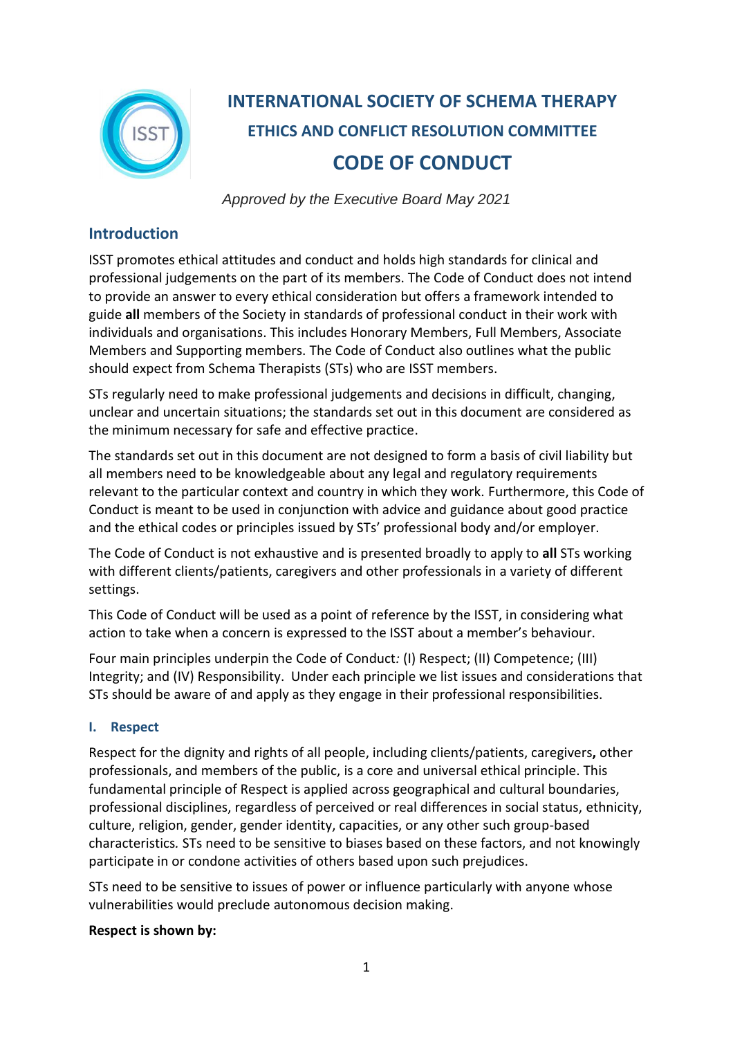# INTERNATIONAL SOCIETY OF SCHEMA THERAPY

## ETHICS AND CONFLICT RESOLUTION COMMITTEE

## CODE OF CONDUCT

*Approved by the Executive Board May 2021*

## Introduction

ISST promotes ethical attitudes and conduct and holds high standards for clinical and professional judgements on the part of its members. The Code of Conduct does not intend to provide an answer to every ethical consideration but offers a framework intended to guide **all** members of the Society in standards of professional conduct in their work with individuals and organisations. This includes Honorary Members, Full Members, Associate Members and Supporting members. The Code of Conduct also outlines what the public should expect from Schema Therapists (STs) who are ISST members.

STs regularly need to make professional judgements and decisions in difficult, changing, unclear and uncertain situations; the standards set out in this document are considered as the minimum necessary for safe and effective practice.

The standards set out in this document are not designed to form a basis of civil liability but all members need to be knowledgeable about any legal and regulatory requirements relevant to the particular context and country in which they work. Furthermore, this Code of Conduct is meant to be used in conjunction with advice and guidance about good practice and the ethical codes or principles issued by STs' professional body and/or employer.

The Code of Conduct is not exhaustive and is presented broadly to apply to **all** STs working with different clients/patients, caregivers and other professionals in a variety of different settings.

This Code of Conduct will be used as a point of reference by the ISST, in considering what action to take when a concern is expressed to the ISST about a member's behaviour.

Four main principles underpin the Code of Conduct*:* (I) Respect; (II) Competence; (III) Integrity; and (IV) Responsibility. Under each principle we list issues and considerations that STs should be aware of and apply as they engage in their professional responsibilities.

### I. Respect

Respect for the dignity and rights of all people, including clients/patients, caregivers**,** other professionals, and members of the public, is a core and universal ethical principle. This fundamental principle of Respect is applied across geographical and cultural boundaries, professional disciplines, regardless of perceived or real differences in social status, ethnicity, culture, religion, gender, gender identity, capacities, or any other such group-based characteristics*.* STs need to be sensitive to biases based on these factors, and not knowingly participate in or condone activities of others based upon such prejudices.

STs need to be sensitive to issues of power or influence particularly with anyone whose vulnerabilities would preclude autonomous decision making.

**Respect is shown by:**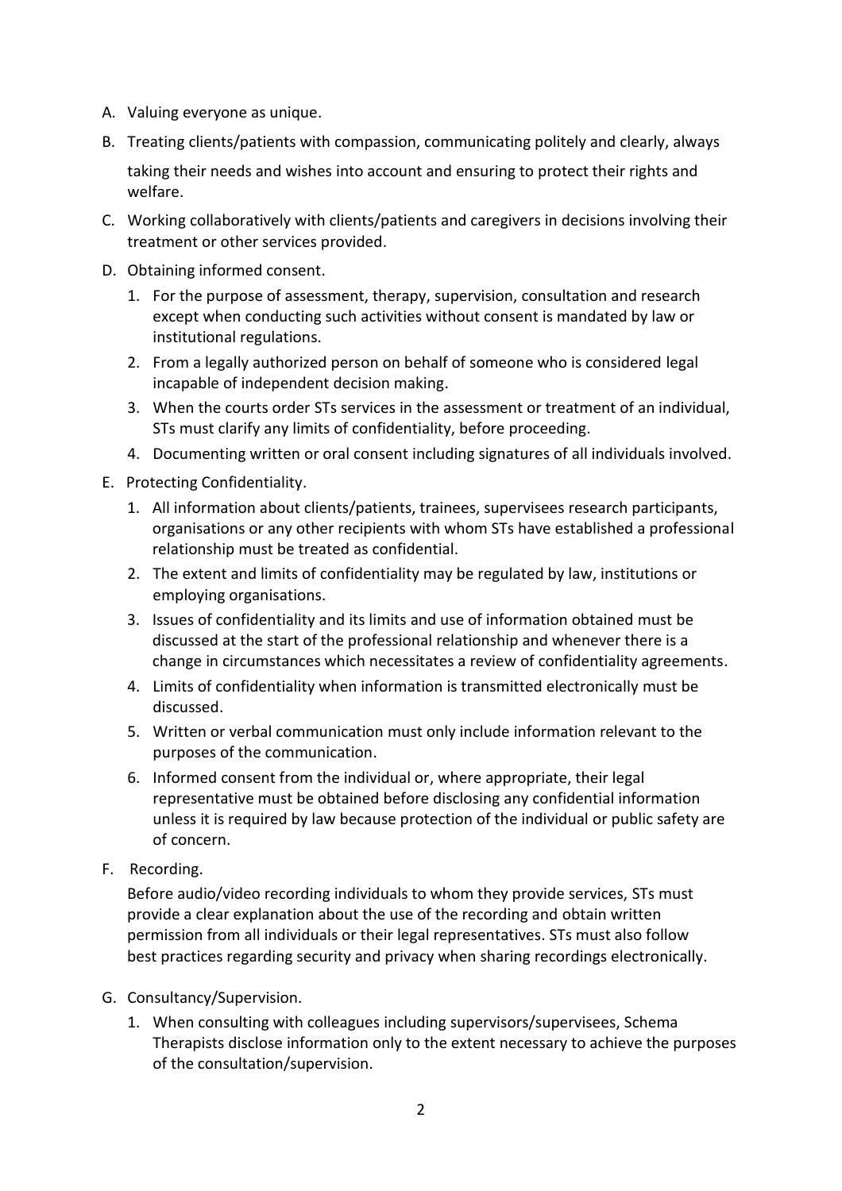A. Valuing everyone as unique.

B. Treating clients/patients with compassion, communicating politely and clearly, always taking their needs and wishes into account and ensuring to protect their rights and welfare.

C. Working collaboratively with clients/patients and caregivers in decisions involving their treatment or other services provided.

D. Obtaining informed consent.

   1. For the purpose of assessment, therapy, supervision, consultation and research except when conducting such activities without consent is mandated by law or institutional regulations.
   2. From a legally authorized person on behalf of someone who is considered legal incapable of independent decision making.
   3. When the courts order STs services in the assessment or treatment of an individual, STs must clarify any limits of confidentiality, before proceeding.
   4. Documenting written or oral consent including signatures of all individuals involved.

E. Protecting Confidentiality.

   1. All information about clients/patients, trainees, supervisees research participants, organisations or any other recipients with whom STs have established a professional relationship must be treated as confidential.
   2. The extent and limits of confidentiality may be regulated by law, institutions or employing organisations.
   3. Issues of confidentiality and its limits and use of information obtained must be discussed at the start of the professional relationship and whenever there is a change in circumstances which necessitates a review of confidentiality agreements.
   4. Limits of confidentiality when information is transmitted electronically must be discussed.
   5. Written or verbal communication must only include information relevant to the purposes of the communication.
   6. Informed consent from the individual or, where appropriate, their legal representative must be obtained before disclosing any confidential information unless it is required by law because protection of the individual or public safety are of concern.

F. Recording.

   Before audio/video recording individuals to whom they provide services, STs must provide a clear explanation about the use of the recording and obtain written permission from all individuals or their legal representatives. STs must also follow best practices regarding security and privacy when sharing recordings electronically.

G. Consultancy/Supervision.

   1. When consulting with colleagues including supervisors/supervisees, Schema Therapists disclose information only to the extent necessary to achieve the purposes of the consultation/supervision.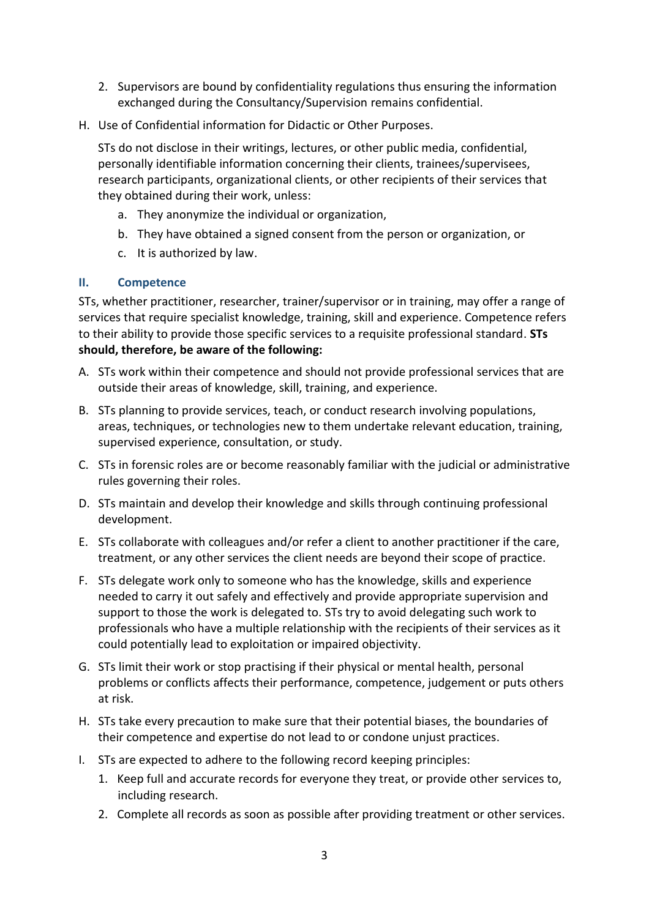2. Supervisors are bound by confidentiality regulations thus ensuring the information exchanged during the Consultancy/Supervision remains confidential.

H. Use of Confidential information for Didactic or Other Purposes.

   STs do not disclose in their writings, lectures, or other public media, confidential, personally identifiable information concerning their clients, trainees/supervisees, research participants, organizational clients, or other recipients of their services that they obtained during their work, unless:

   a. They anonymize the individual or organization,
   b. They have obtained a signed consent from the person or organization, or
   c. It is authorized by law.

### II. Competence

STs, whether practitioner, researcher, trainer/supervisor or in training, may offer a range of services that require specialist knowledge, training, skill and experience. Competence refers to their ability to provide those specific services to a requisite professional standard. **STs should, therefore, be aware of the following:**

A. STs work within their competence and should not provide professional services that are outside their areas of knowledge, skill, training, and experience.

B. STs planning to provide services, teach, or conduct research involving populations, areas, techniques, or technologies new to them undertake relevant education, training, supervised experience, consultation, or study.

C. STs in forensic roles are or become reasonably familiar with the judicial or administrative rules governing their roles.

D. STs maintain and develop their knowledge and skills through continuing professional development.

E. STs collaborate with colleagues and/or refer a client to another practitioner if the care, treatment, or any other services the client needs are beyond their scope of practice.

F. STs delegate work only to someone who has the knowledge, skills and experience needed to carry it out safely and effectively and provide appropriate supervision and support to those the work is delegated to. STs try to avoid delegating such work to professionals who have a multiple relationship with the recipients of their services as it could potentially lead to exploitation or impaired objectivity.

G. STs limit their work or stop practising if their physical or mental health, personal problems or conflicts affects their performance, competence, judgement or puts others at risk.

H. STs take every precaution to make sure that their potential biases, the boundaries of their competence and expertise do not lead to or condone unjust practices.

I. STs are expected to adhere to the following record keeping principles:

   1. Keep full and accurate records for everyone they treat, or provide other services to, including research.
   2. Complete all records as soon as possible after providing treatment or other services.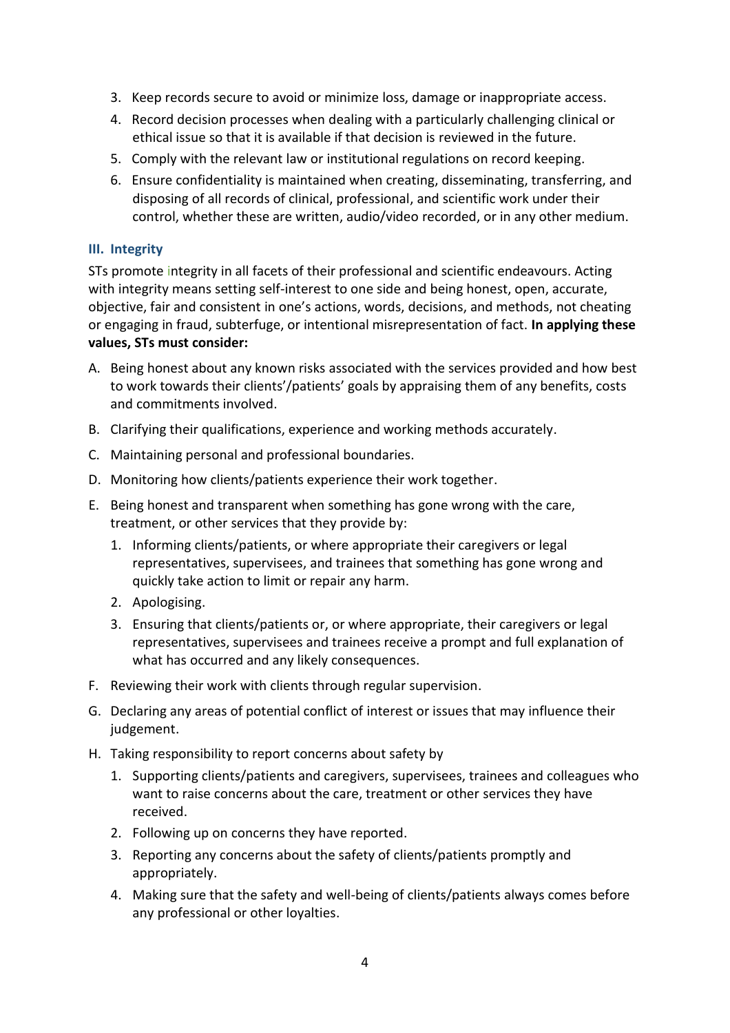3. Keep records secure to avoid or minimize loss, damage or inappropriate access.
4. Record decision processes when dealing with a particularly challenging clinical or ethical issue so that it is available if that decision is reviewed in the future.
5. Comply with the relevant law or institutional regulations on record keeping.
6. Ensure confidentiality is maintained when creating, disseminating, transferring, and disposing of all records of clinical, professional, and scientific work under their control, whether these are written, audio/video recorded, or in any other medium.

### III. Integrity

STs promote integrity in all facets of their professional and scientific endeavours. Acting with integrity means setting self-interest to one side and being honest, open, accurate, objective, fair and consistent in one's actions, words, decisions, and methods, not cheating or engaging in fraud, subterfuge, or intentional misrepresentation of fact. **In applying these values, STs must consider:**

A. Being honest about any known risks associated with the services provided and how best to work towards their clients'/patients' goals by appraising them of any benefits, costs and commitments involved.

B. Clarifying their qualifications, experience and working methods accurately.

C. Maintaining personal and professional boundaries.

D. Monitoring how clients/patients experience their work together.

E. Being honest and transparent when something has gone wrong with the care, treatment, or other services that they provide by:
   1. Informing clients/patients, or where appropriate their caregivers or legal representatives, supervisees, and trainees that something has gone wrong and quickly take action to limit or repair any harm.
   2. Apologising.
   3. Ensuring that clients/patients or, or where appropriate, their caregivers or legal representatives, supervisees and trainees receive a prompt and full explanation of what has occurred and any likely consequences.

F. Reviewing their work with clients through regular supervision.

G. Declaring any areas of potential conflict of interest or issues that may influence their judgement.

H. Taking responsibility to report concerns about safety by
   1. Supporting clients/patients and caregivers, supervisees, trainees and colleagues who want to raise concerns about the care, treatment or other services they have received.
   2. Following up on concerns they have reported.
   3. Reporting any concerns about the safety of clients/patients promptly and appropriately.
   4. Making sure that the safety and well-being of clients/patients always comes before any professional or other loyalties.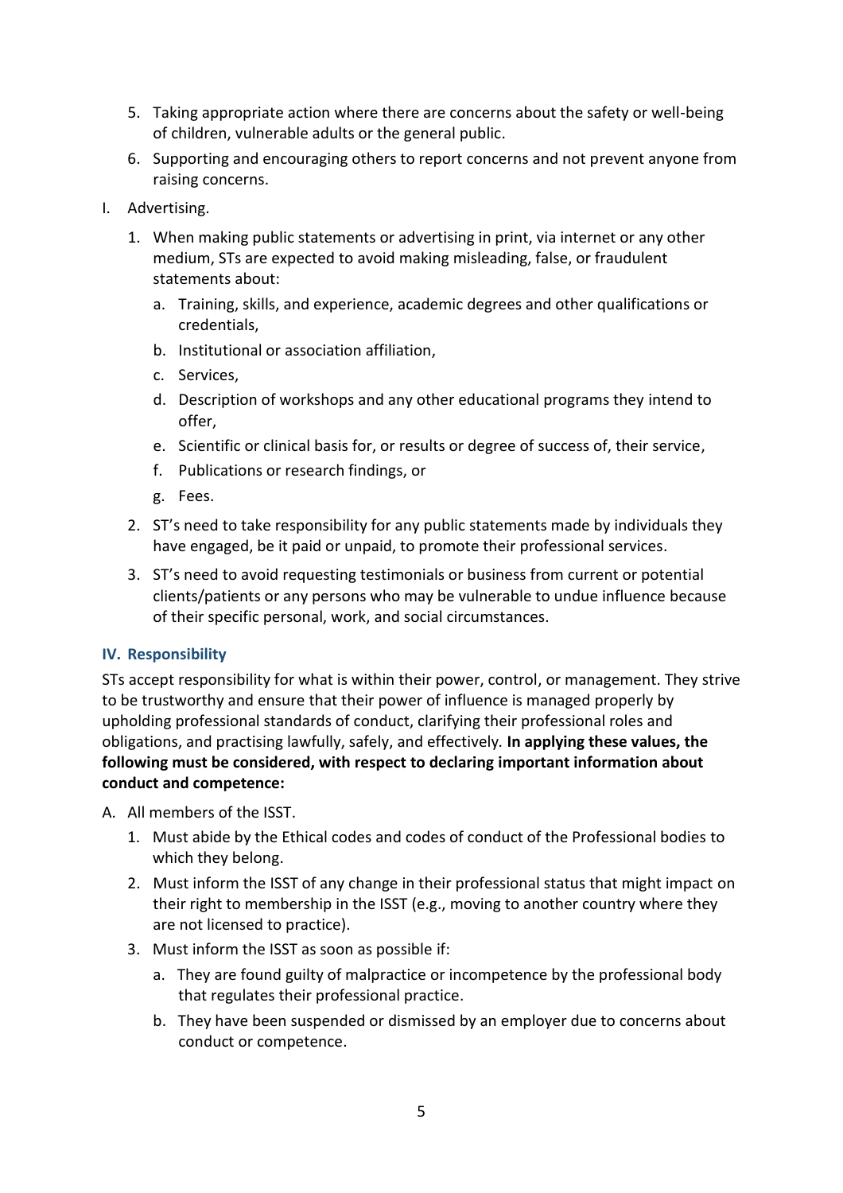5. Taking appropriate action where there are concerns about the safety or well-being of children, vulnerable adults or the general public.
6. Supporting and encouraging others to report concerns and not prevent anyone from raising concerns.

I. Advertising.

1. When making public statements or advertising in print, via internet or any other medium, STs are expected to avoid making misleading, false, or fraudulent statements about:
    a. Training, skills, and experience, academic degrees and other qualifications or credentials,
    b. Institutional or association affiliation,
    c. Services,
    d. Description of workshops and any other educational programs they intend to offer,
    e. Scientific or clinical basis for, or results or degree of success of, their service,
    f. Publications or research findings, or
    g. Fees.
2. ST's need to take responsibility for any public statements made by individuals they have engaged, be it paid or unpaid, to promote their professional services.
3. ST's need to avoid requesting testimonials or business from current or potential clients/patients or any persons who may be vulnerable to undue influence because of their specific personal, work, and social circumstances.

### IV. Responsibility

STs accept responsibility for what is within their power, control, or management. They strive to be trustworthy and ensure that their power of influence is managed properly by upholding professional standards of conduct, clarifying their professional roles and obligations, and practising lawfully, safely, and effectively. **In applying these values, the following must be considered, with respect to declaring important information about conduct and competence:**

A. All members of the ISST.

1. Must abide by the Ethical codes and codes of conduct of the Professional bodies to which they belong.
2. Must inform the ISST of any change in their professional status that might impact on their right to membership in the ISST (e.g., moving to another country where they are not licensed to practice).
3. Must inform the ISST as soon as possible if:
    a. They are found guilty of malpractice or incompetence by the professional body that regulates their professional practice.
    b. They have been suspended or dismissed by an employer due to concerns about conduct or competence.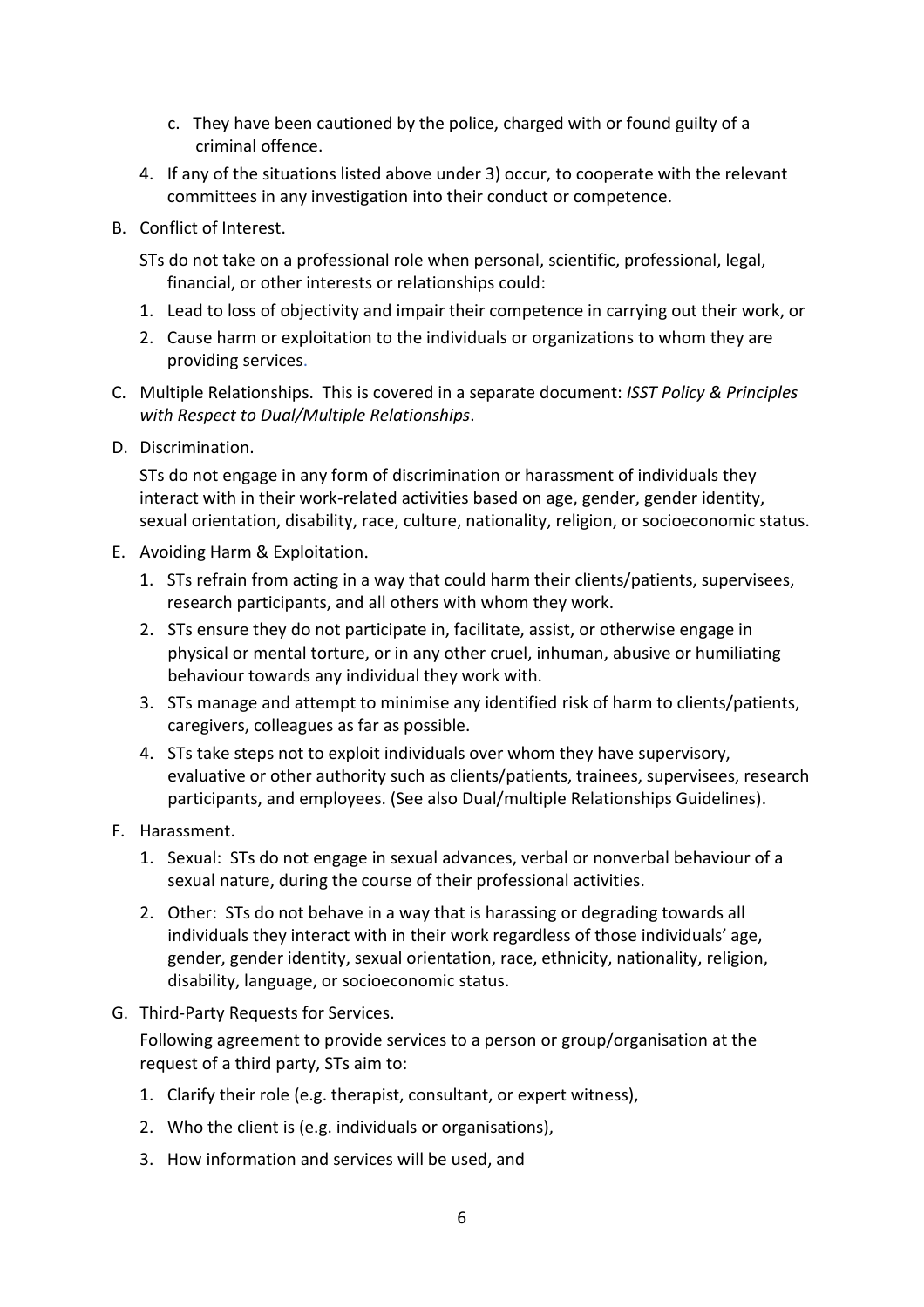c. They have been cautioned by the police, charged with or found guilty of a criminal offence.

4. If any of the situations listed above under 3) occur, to cooperate with the relevant committees in any investigation into their conduct or competence.

B. Conflict of Interest.

STs do not take on a professional role when personal, scientific, professional, legal, financial, or other interests or relationships could:

1. Lead to loss of objectivity and impair their competence in carrying out their work, or
2. Cause harm or exploitation to the individuals or organizations to whom they are providing services.

C. Multiple Relationships. This is covered in a separate document: *ISST Policy & Principles with Respect to Dual/Multiple Relationships*.

D. Discrimination.

STs do not engage in any form of discrimination or harassment of individuals they interact with in their work-related activities based on age, gender, gender identity, sexual orientation, disability, race, culture, nationality, religion, or socioeconomic status.

E. Avoiding Harm & Exploitation.

1. STs refrain from acting in a way that could harm their clients/patients, supervisees, research participants, and all others with whom they work.
2. STs ensure they do not participate in, facilitate, assist, or otherwise engage in physical or mental torture, or in any other cruel, inhuman, abusive or humiliating behaviour towards any individual they work with.
3. STs manage and attempt to minimise any identified risk of harm to clients/patients, caregivers, colleagues as far as possible.
4. STs take steps not to exploit individuals over whom they have supervisory, evaluative or other authority such as clients/patients, trainees, supervisees, research participants, and employees. (See also Dual/multiple Relationships Guidelines).

F. Harassment.

1. Sexual: STs do not engage in sexual advances, verbal or nonverbal behaviour of a sexual nature, during the course of their professional activities.
2. Other: STs do not behave in a way that is harassing or degrading towards all individuals they interact with in their work regardless of those individuals' age, gender, gender identity, sexual orientation, race, ethnicity, nationality, religion, disability, language, or socioeconomic status.

G. Third-Party Requests for Services.

Following agreement to provide services to a person or group/organisation at the request of a third party, STs aim to:

1. Clarify their role (e.g. therapist, consultant, or expert witness),
2. Who the client is (e.g. individuals or organisations),
3. How information and services will be used, and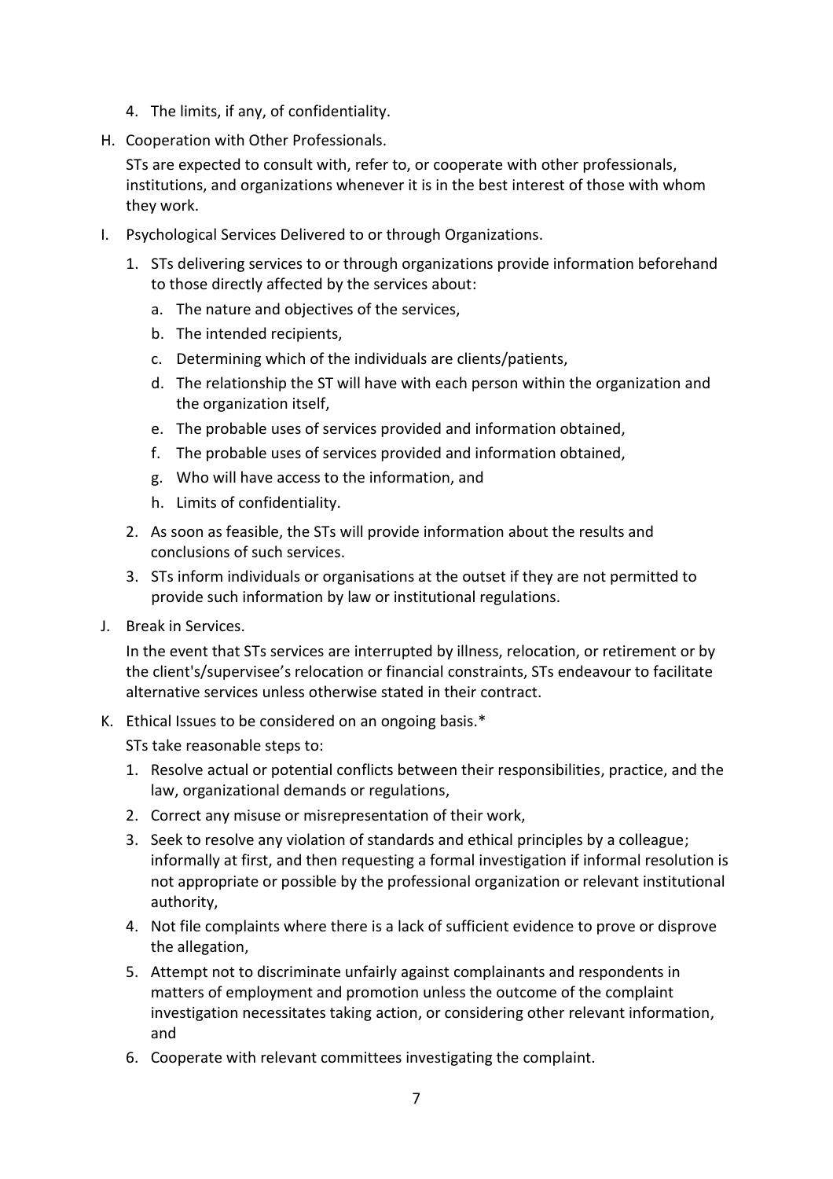4. The limits, if any, of confidentiality.

H. Cooperation with Other Professionals.

   STs are expected to consult with, refer to, or cooperate with other professionals, institutions, and organizations whenever it is in the best interest of those with whom they work.

I. Psychological Services Delivered to or through Organizations.

   1. STs delivering services to or through organizations provide information beforehand to those directly affected by the services about:
      a. The nature and objectives of the services,
      b. The intended recipients,
      c. Determining which of the individuals are clients/patients,
      d. The relationship the ST will have with each person within the organization and the organization itself,
      e. The probable uses of services provided and information obtained,
      f. The probable uses of services provided and information obtained,
      g. Who will have access to the information, and
      h. Limits of confidentiality.
   2. As soon as feasible, the STs will provide information about the results and conclusions of such services.
   3. STs inform individuals or organisations at the outset if they are not permitted to provide such information by law or institutional regulations.

J. Break in Services.

   In the event that STs services are interrupted by illness, relocation, or retirement or by the client's/supervisee's relocation or financial constraints, STs endeavour to facilitate alternative services unless otherwise stated in their contract.

K. Ethical Issues to be considered on an ongoing basis.*

   STs take reasonable steps to:

   1. Resolve actual or potential conflicts between their responsibilities, practice, and the law, organizational demands or regulations,
   2. Correct any misuse or misrepresentation of their work,
   3. Seek to resolve any violation of standards and ethical principles by a colleague; informally at first, and then requesting a formal investigation if informal resolution is not appropriate or possible by the professional organization or relevant institutional authority,
   4. Not file complaints where there is a lack of sufficient evidence to prove or disprove the allegation,
   5. Attempt not to discriminate unfairly against complainants and respondents in matters of employment and promotion unless the outcome of the complaint investigation necessitates taking action, or considering other relevant information, and
   6. Cooperate with relevant committees investigating the complaint.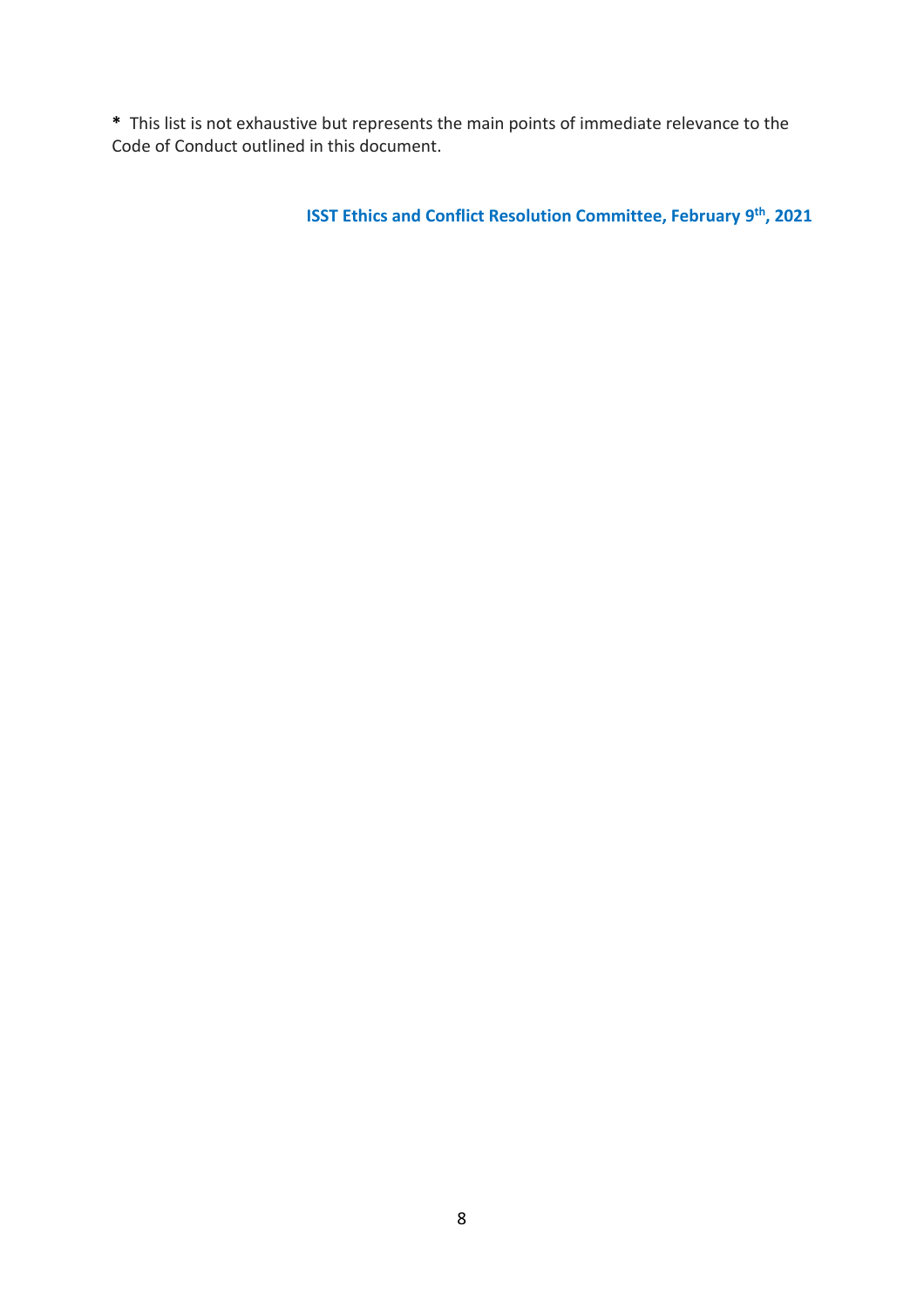**\*** This list is not exhaustive but represents the main points of immediate relevance to the Code of Conduct outlined in this document.

**ISST Ethics and Conflict Resolution Committee, February 9th, 2021**